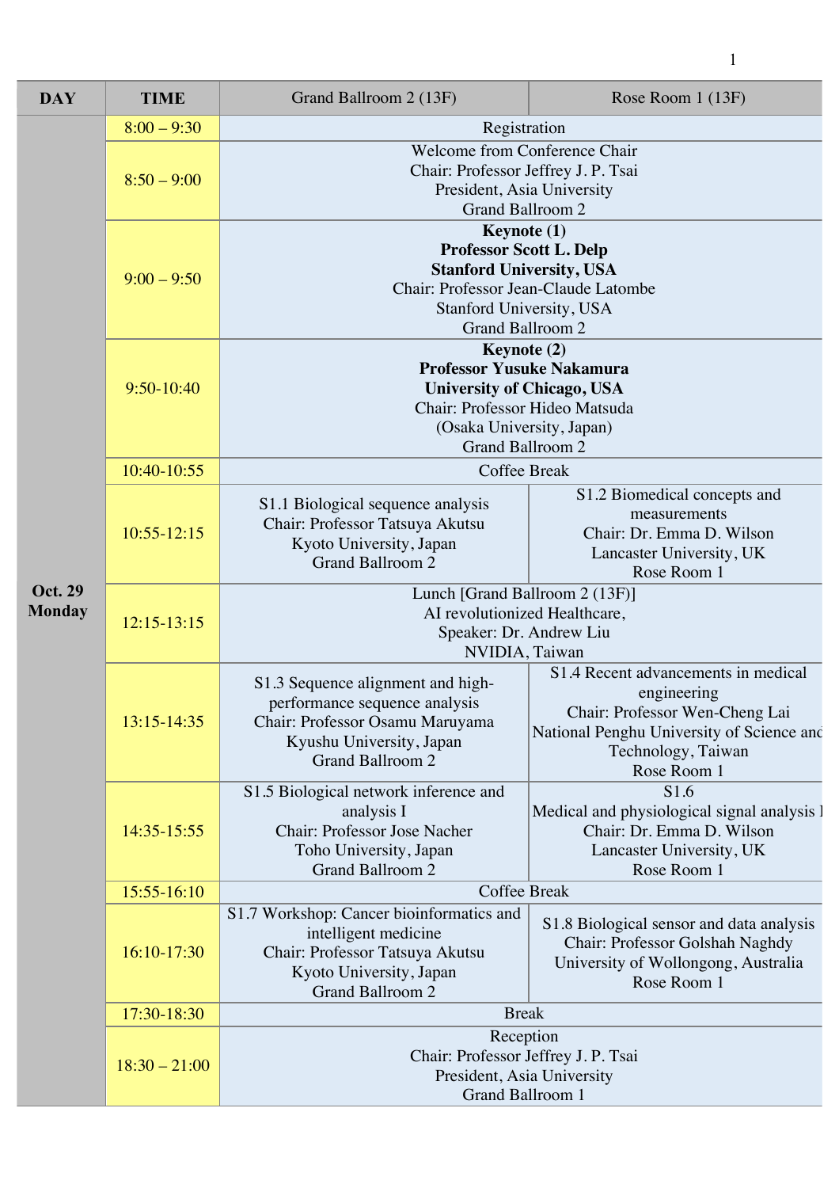| DAY | TIME | Grand Ballroom 2 (13F) | Rose Room 1 (13F) |
|---|---|---|---|
| Oct. 29 Monday | 8:00 – 9:30 | Registration | |
| | 8:50 – 9:00 | Welcome from Conference Chair<br>Chair: Professor Jeffrey J. P. Tsai<br>President, Asia University<br>Grand Ballroom 2 | |
| | 9:00 – 9:50 | **Keynote (1)**<br>**Professor Scott L. Delp**<br>**Stanford University, USA**<br>Chair: Professor Jean-Claude Latombe<br>Stanford University, USA<br>Grand Ballroom 2 | |
| | 9:50-10:40 | **Keynote (2)**<br>**Professor Yusuke Nakamura**<br>**University of Chicago, USA**<br>Chair: Professor Hideo Matsuda<br>(Osaka University, Japan)<br>Grand Ballroom 2 | |
| | 10:40-10:55 | Coffee Break | |
| | 10:55-12:15 | S1.1 Biological sequence analysis<br>Chair: Professor Tatsuya Akutsu<br>Kyoto University, Japan<br>Grand Ballroom 2 | S1.2 Biomedical concepts and measurements<br>Chair: Dr. Emma D. Wilson<br>Lancaster University, UK<br>Rose Room 1 |
| | 12:15-13:15 | Lunch [Grand Ballroom 2 (13F)]<br>AI revolutionized Healthcare,<br>Speaker: Dr. Andrew Liu<br>NVIDIA, Taiwan | |
| | 13:15-14:35 | S1.3 Sequence alignment and high-performance sequence analysis<br>Chair: Professor Osamu Maruyama<br>Kyushu University, Japan<br>Grand Ballroom 2 | S1.4 Recent advancements in medical engineering<br>Chair: Professor Wen-Cheng Lai<br>National Penghu University of Science and Technology, Taiwan<br>Rose Room 1 |
| | 14:35-15:55 | S1.5 Biological network inference and analysis I<br>Chair: Professor Jose Nacher<br>Toho University, Japan<br>Grand Ballroom 2 | S1.6<br>Medical and physiological signal analysis I<br>Chair: Dr. Emma D. Wilson<br>Lancaster University, UK<br>Rose Room 1 |
| | 15:55-16:10 | Coffee Break | |
| | 16:10-17:30 | S1.7 Workshop: Cancer bioinformatics and intelligent medicine<br>Chair: Professor Tatsuya Akutsu<br>Kyoto University, Japan<br>Grand Ballroom 2 | S1.8 Biological sensor and data analysis<br>Chair: Professor Golshah Naghdy<br>University of Wollongong, Australia<br>Rose Room 1 |
| | 17:30-18:30 | Break | |
| | 18:30 – 21:00 | Reception<br>Chair: Professor Jeffrey J. P. Tsai<br>President, Asia University<br>Grand Ballroom 1 | |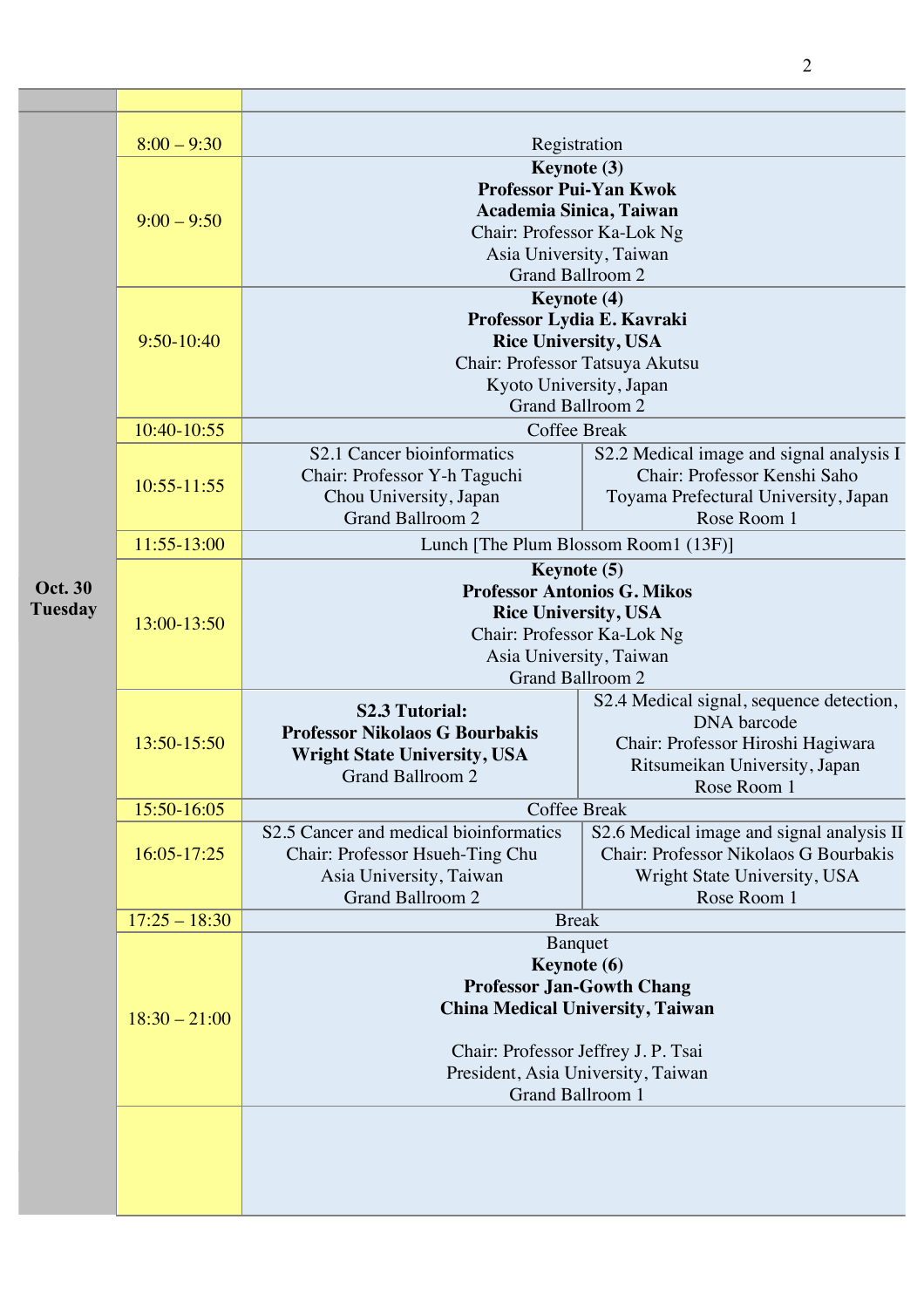| Date | Time | Session | |
|---|---|---|---|
| **Oct. 30 Tuesday** | 8:00 – 9:30 | Registration | |
| | 9:00 – 9:50 | **Keynote (3)** **Professor Pui-Yan Kwok** **Academia Sinica, Taiwan** Chair: Professor Ka-Lok Ng Asia University, Taiwan Grand Ballroom 2 | |
| | 9:50-10:40 | **Keynote (4)** **Professor Lydia E. Kavraki** **Rice University, USA** Chair: Professor Tatsuya Akutsu Kyoto University, Japan Grand Ballroom 2 | |
| | 10:40-10:55 | Coffee Break | |
| | 10:55-11:55 | S2.1 Cancer bioinformatics Chair: Professor Y-h Taguchi Chou University, Japan Grand Ballroom 2 | S2.2 Medical image and signal analysis I Chair: Professor Kenshi Saho Toyama Prefectural University, Japan Rose Room 1 |
| | 11:55-13:00 | Lunch [The Plum Blossom Room1 (13F)] | |
| | 13:00-13:50 | **Keynote (5)** **Professor Antonios G. Mikos** **Rice University, USA** Chair: Professor Ka-Lok Ng Asia University, Taiwan Grand Ballroom 2 | |
| | 13:50-15:50 | **S2.3 Tutorial:** **Professor Nikolaos G Bourbakis** **Wright State University, USA** Grand Ballroom 2 | S2.4 Medical signal, sequence detection, DNA barcode Chair: Professor Hiroshi Hagiwara Ritsumeikan University, Japan Rose Room 1 |
| | 15:50-16:05 | Coffee Break | |
| | 16:05-17:25 | S2.5 Cancer and medical bioinformatics Chair: Professor Hsueh-Ting Chu Asia University, Taiwan Grand Ballroom 2 | S2.6 Medical image and signal analysis II Chair: Professor Nikolaos G Bourbakis Wright State University, USA Rose Room 1 |
| | 17:25 – 18:30 | Break | |
| | 18:30 – 21:00 | Banquet **Keynote (6)** **Professor Jan-Gowth Chang** **China Medical University, Taiwan** Chair: Professor Jeffrey J. P. Tsai President, Asia University, Taiwan Grand Ballroom 1 | |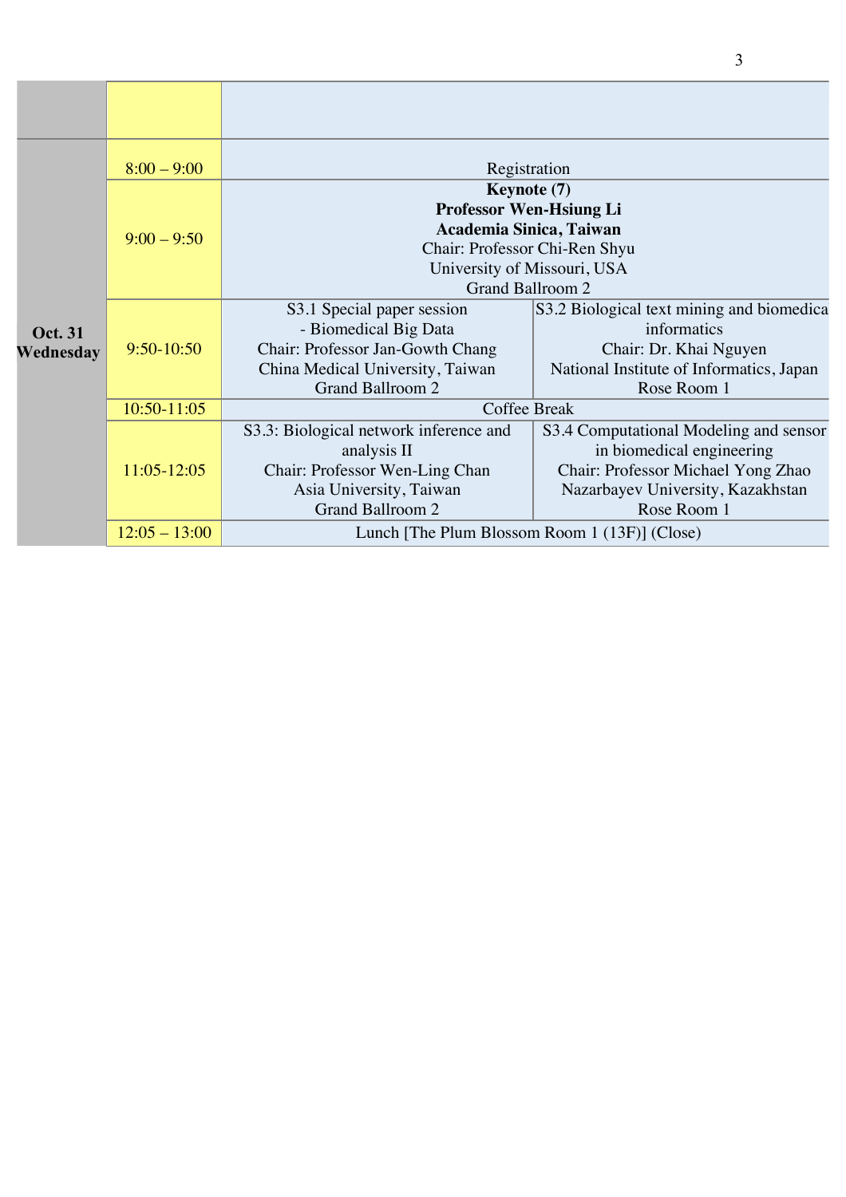| | | | |
|---|---|---|---|
| | | | |
| **Oct. 31 Wednesday** | 8:00 – 9:00 | Registration | |
| | 9:00 – 9:50 | **Keynote (7)** **Professor Wen-Hsiung Li** **Academia Sinica, Taiwan** Chair: Professor Chi-Ren Shyu University of Missouri, USA Grand Ballroom 2 | |
| | 9:50-10:50 | S3.1 Special paper session - Biomedical Big Data Chair: Professor Jan-Gowth Chang China Medical University, Taiwan Grand Ballroom 2 | S3.2 Biological text mining and biomedica informatics Chair: Dr. Khai Nguyen National Institute of Informatics, Japan Rose Room 1 |
| | 10:50-11:05 | Coffee Break | |
| | 11:05-12:05 | S3.3: Biological network inference and analysis II Chair: Professor Wen-Ling Chan Asia University, Taiwan Grand Ballroom 2 | S3.4 Computational Modeling and sensor in biomedical engineering Chair: Professor Michael Yong Zhao Nazarbayev University, Kazakhstan Rose Room 1 |
| | 12:05 – 13:00 | Lunch [The Plum Blossom Room 1 (13F)] (Close) | |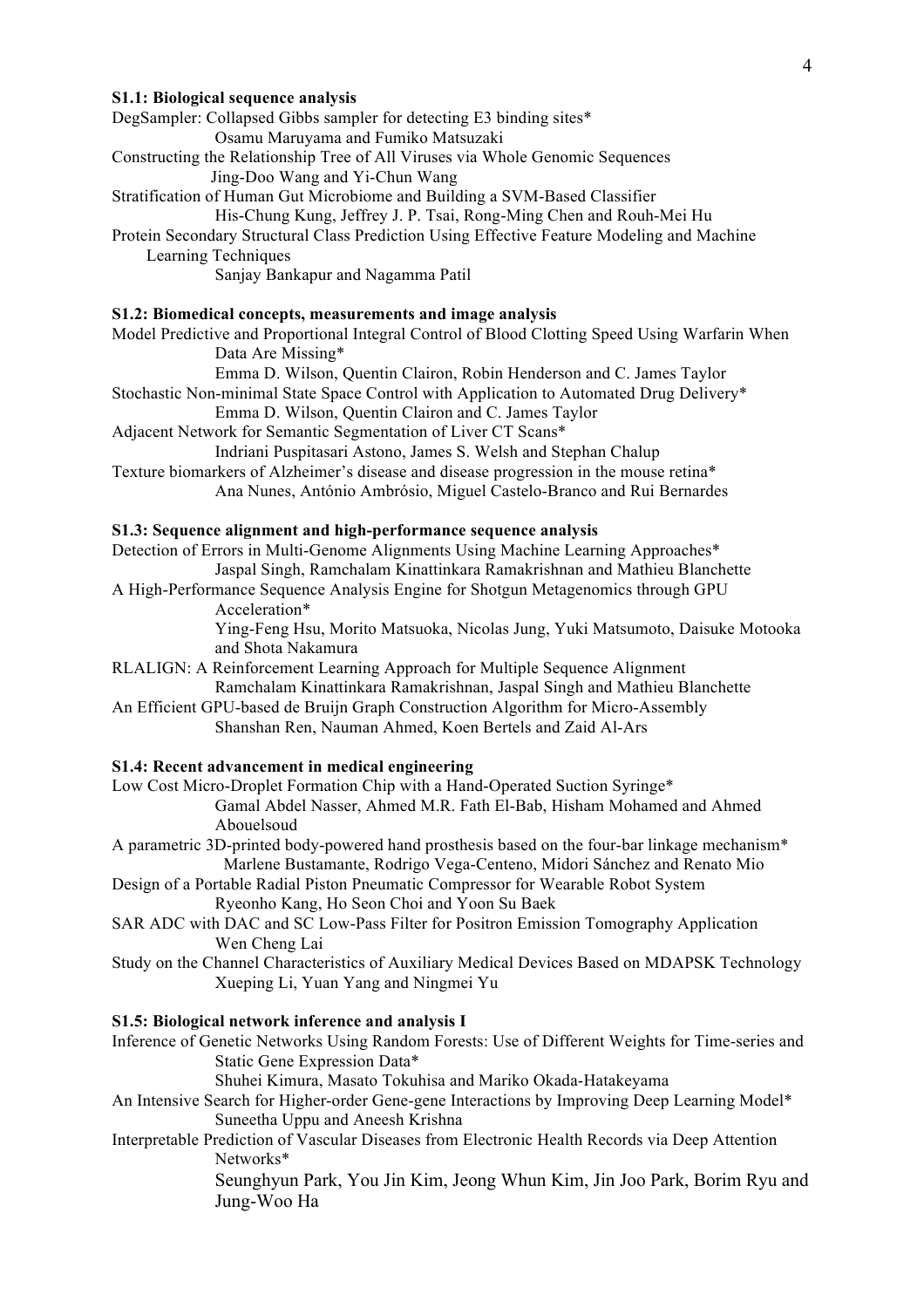**S1.1: Biological sequence analysis**

DegSampler: Collapsed Gibbs sampler for detecting E3 binding sites*
Osamu Maruyama and Fumiko Matsuzaki

Constructing the Relationship Tree of All Viruses via Whole Genomic Sequences
Jing-Doo Wang and Yi-Chun Wang

Stratification of Human Gut Microbiome and Building a SVM-Based Classifier
His-Chung Kung, Jeffrey J. P. Tsai, Rong-Ming Chen and Rouh-Mei Hu

Protein Secondary Structural Class Prediction Using Effective Feature Modeling and Machine Learning Techniques
Sanjay Bankapur and Nagamma Patil

**S1.2: Biomedical concepts, measurements and image analysis**

Model Predictive and Proportional Integral Control of Blood Clotting Speed Using Warfarin When Data Are Missing*
Emma D. Wilson, Quentin Clairon, Robin Henderson and C. James Taylor

Stochastic Non-minimal State Space Control with Application to Automated Drug Delivery*
Emma D. Wilson, Quentin Clairon and C. James Taylor

Adjacent Network for Semantic Segmentation of Liver CT Scans*
Indriani Puspitasari Astono, James S. Welsh and Stephan Chalup

Texture biomarkers of Alzheimer's disease and disease progression in the mouse retina*
Ana Nunes, António Ambrósio, Miguel Castelo-Branco and Rui Bernardes

**S1.3: Sequence alignment and high-performance sequence analysis**

Detection of Errors in Multi-Genome Alignments Using Machine Learning Approaches*
Jaspal Singh, Ramchalam Kinattinkara Ramakrishnan and Mathieu Blanchette

A High-Performance Sequence Analysis Engine for Shotgun Metagenomics through GPU Acceleration*
Ying-Feng Hsu, Morito Matsuoka, Nicolas Jung, Yuki Matsumoto, Daisuke Motooka and Shota Nakamura

RLALIGN: A Reinforcement Learning Approach for Multiple Sequence Alignment
Ramchalam Kinattinkara Ramakrishnan, Jaspal Singh and Mathieu Blanchette

An Efficient GPU-based de Bruijn Graph Construction Algorithm for Micro-Assembly
Shanshan Ren, Nauman Ahmed, Koen Bertels and Zaid Al-Ars

**S1.4: Recent advancement in medical engineering**

Low Cost Micro-Droplet Formation Chip with a Hand-Operated Suction Syringe*
Gamal Abdel Nasser, Ahmed M.R. Fath El-Bab, Hisham Mohamed and Ahmed Abouelsoud

A parametric 3D-printed body-powered hand prosthesis based on the four-bar linkage mechanism*
Marlene Bustamante, Rodrigo Vega-Centeno, Midori Sánchez and Renato Mio

Design of a Portable Radial Piston Pneumatic Compressor for Wearable Robot System
Ryeonho Kang, Ho Seon Choi and Yoon Su Baek

SAR ADC with DAC and SC Low-Pass Filter for Positron Emission Tomography Application
Wen Cheng Lai

Study on the Channel Characteristics of Auxiliary Medical Devices Based on MDAPSK Technology
Xueping Li, Yuan Yang and Ningmei Yu

**S1.5: Biological network inference and analysis I**

Inference of Genetic Networks Using Random Forests: Use of Different Weights for Time-series and Static Gene Expression Data*
Shuhei Kimura, Masato Tokuhisa and Mariko Okada-Hatakeyama

An Intensive Search for Higher-order Gene-gene Interactions by Improving Deep Learning Model*
Suneetha Uppu and Aneesh Krishna

Interpretable Prediction of Vascular Diseases from Electronic Health Records via Deep Attention Networks*
Seunghyun Park, You Jin Kim, Jeong Whun Kim, Jin Joo Park, Borim Ryu and Jung-Woo Ha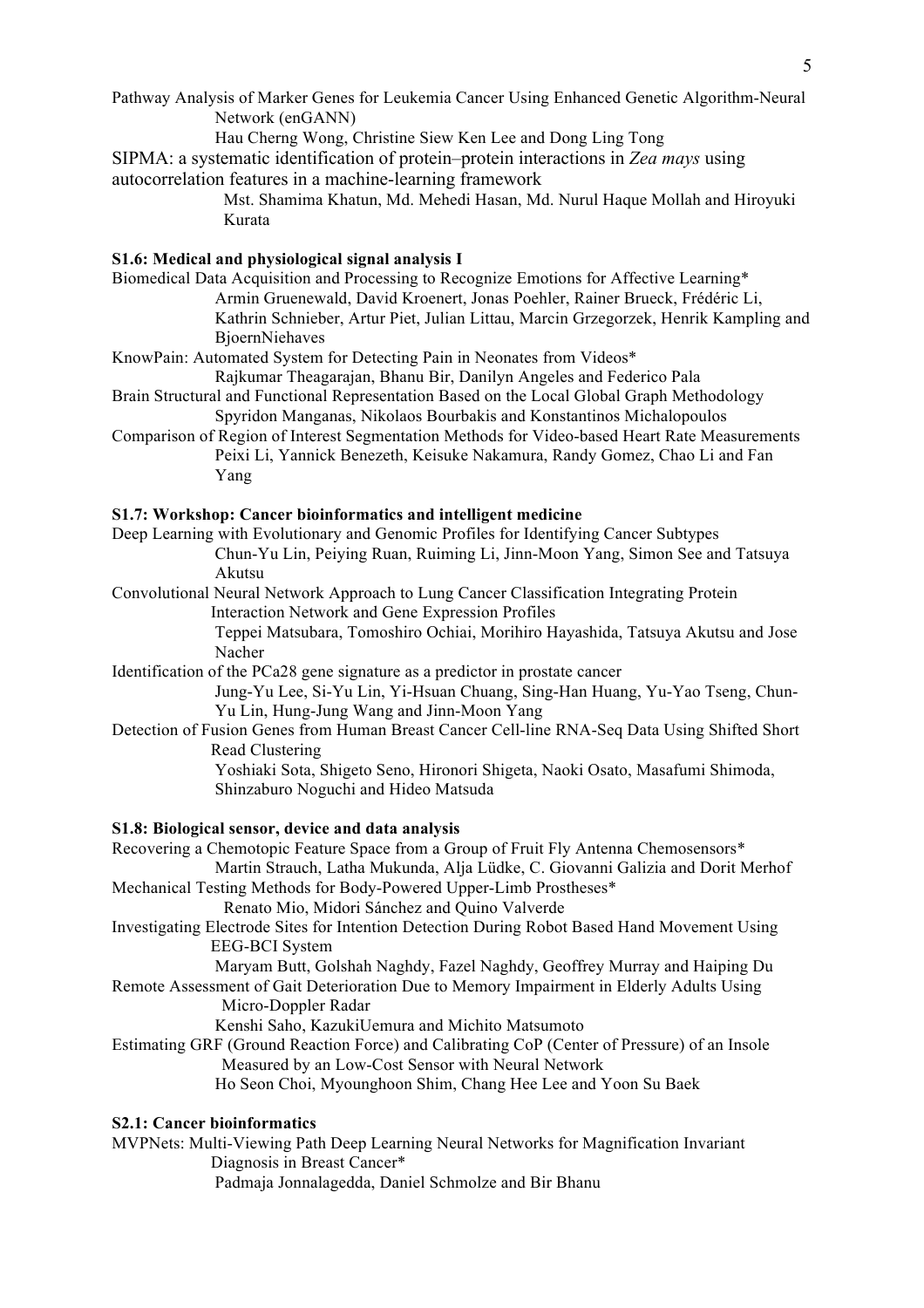Pathway Analysis of Marker Genes for Leukemia Cancer Using Enhanced Genetic Algorithm-Neural Network (enGANN)
Hau Cherng Wong, Christine Siew Ken Lee and Dong Ling Tong

SIPMA: a systematic identification of protein–protein interactions in *Zea mays* using autocorrelation features in a machine-learning framework
Mst. Shamima Khatun, Md. Mehedi Hasan, Md. Nurul Haque Mollah and Hiroyuki Kurata

**S1.6: Medical and physiological signal analysis I**

Biomedical Data Acquisition and Processing to Recognize Emotions for Affective Learning*
Armin Gruenewald, David Kroenert, Jonas Poehler, Rainer Brueck, Frédéric Li, Kathrin Schnieber, Artur Piet, Julian Littau, Marcin Grzegorzek, Henrik Kampling and BjoernNiehaves

KnowPain: Automated System for Detecting Pain in Neonates from Videos*
Rajkumar Theagarajan, Bhanu Bir, Danilyn Angeles and Federico Pala

Brain Structural and Functional Representation Based on the Local Global Graph Methodology
Spyridon Manganas, Nikolaos Bourbakis and Konstantinos Michalopoulos

Comparison of Region of Interest Segmentation Methods for Video-based Heart Rate Measurements
Peixi Li, Yannick Benezeth, Keisuke Nakamura, Randy Gomez, Chao Li and Fan Yang

**S1.7: Workshop: Cancer bioinformatics and intelligent medicine**

Deep Learning with Evolutionary and Genomic Profiles for Identifying Cancer Subtypes
Chun-Yu Lin, Peiying Ruan, Ruiming Li, Jinn-Moon Yang, Simon See and Tatsuya Akutsu

Convolutional Neural Network Approach to Lung Cancer Classification Integrating Protein Interaction Network and Gene Expression Profiles
Teppei Matsubara, Tomoshiro Ochiai, Morihiro Hayashida, Tatsuya Akutsu and Jose Nacher

Identification of the PCa28 gene signature as a predictor in prostate cancer
Jung-Yu Lee, Si-Yu Lin, Yi-Hsuan Chuang, Sing-Han Huang, Yu-Yao Tseng, Chun-Yu Lin, Hung-Jung Wang and Jinn-Moon Yang

Detection of Fusion Genes from Human Breast Cancer Cell-line RNA-Seq Data Using Shifted Short Read Clustering
Yoshiaki Sota, Shigeto Seno, Hironori Shigeta, Naoki Osato, Masafumi Shimoda, Shinzaburo Noguchi and Hideo Matsuda

**S1.8: Biological sensor, device and data analysis**

Recovering a Chemotopic Feature Space from a Group of Fruit Fly Antenna Chemosensors*
Martin Strauch, Latha Mukunda, Alja Lüdke, C. Giovanni Galizia and Dorit Merhof

Mechanical Testing Methods for Body-Powered Upper-Limb Prostheses*
Renato Mio, Midori Sánchez and Quino Valverde

Investigating Electrode Sites for Intention Detection During Robot Based Hand Movement Using EEG-BCI System
Maryam Butt, Golshah Naghdy, Fazel Naghdy, Geoffrey Murray and Haiping Du

Remote Assessment of Gait Deterioration Due to Memory Impairment in Elderly Adults Using Micro-Doppler Radar
Kenshi Saho, KazukiUemura and Michito Matsumoto

Estimating GRF (Ground Reaction Force) and Calibrating CoP (Center of Pressure) of an Insole Measured by an Low-Cost Sensor with Neural Network
Ho Seon Choi, Myounghoon Shim, Chang Hee Lee and Yoon Su Baek

**S2.1: Cancer bioinformatics**

MVPNets: Multi-Viewing Path Deep Learning Neural Networks for Magnification Invariant Diagnosis in Breast Cancer*
Padmaja Jonnalagedda, Daniel Schmolze and Bir Bhanu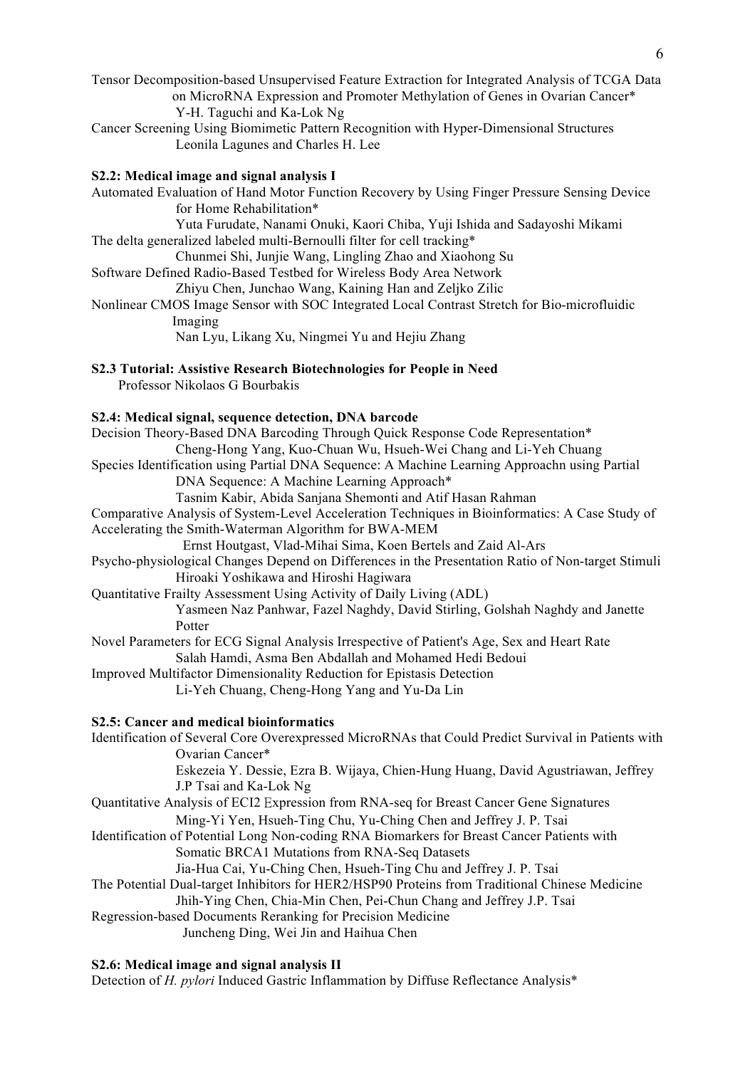Tensor Decomposition-based Unsupervised Feature Extraction for Integrated Analysis of TCGA Data on MicroRNA Expression and Promoter Methylation of Genes in Ovarian Cancer*
Y-H. Taguchi and Ka-Lok Ng

Cancer Screening Using Biomimetic Pattern Recognition with Hyper-Dimensional Structures
Leonila Lagunes and Charles H. Lee

**S2.2: Medical image and signal analysis I**

Automated Evaluation of Hand Motor Function Recovery by Using Finger Pressure Sensing Device for Home Rehabilitation*
Yuta Furudate, Nanami Onuki, Kaori Chiba, Yuji Ishida and Sadayoshi Mikami

The delta generalized labeled multi-Bernoulli filter for cell tracking*
Chunmei Shi, Junjie Wang, Lingling Zhao and Xiaohong Su

Software Defined Radio-Based Testbed for Wireless Body Area Network
Zhiyu Chen, Junchao Wang, Kaining Han and Zeljko Zilic

Nonlinear CMOS Image Sensor with SOC Integrated Local Contrast Stretch for Bio-microfluidic Imaging
Nan Lyu, Likang Xu, Ningmei Yu and Hejiu Zhang

**S2.3 Tutorial: Assistive Research Biotechnologies for People in Need**
Professor Nikolaos G Bourbakis

**S2.4: Medical signal, sequence detection, DNA barcode**

Decision Theory-Based DNA Barcoding Through Quick Response Code Representation*
Cheng-Hong Yang, Kuo-Chuan Wu, Hsueh-Wei Chang and Li-Yeh Chuang

Species Identification using Partial DNA Sequence: A Machine Learning Approachn using Partial DNA Sequence: A Machine Learning Approach*
Tasnim Kabir, Abida Sanjana Shemonti and Atif Hasan Rahman

Comparative Analysis of System-Level Acceleration Techniques in Bioinformatics: A Case Study of Accelerating the Smith-Waterman Algorithm for BWA-MEM
Ernst Houtgast, Vlad-Mihai Sima, Koen Bertels and Zaid Al-Ars

Psycho-physiological Changes Depend on Differences in the Presentation Ratio of Non-target Stimuli
Hiroaki Yoshikawa and Hiroshi Hagiwara

Quantitative Frailty Assessment Using Activity of Daily Living (ADL)
Yasmeen Naz Panhwar, Fazel Naghdy, David Stirling, Golshah Naghdy and Janette Potter

Novel Parameters for ECG Signal Analysis Irrespective of Patient's Age, Sex and Heart Rate
Salah Hamdi, Asma Ben Abdallah and Mohamed Hedi Bedoui

Improved Multifactor Dimensionality Reduction for Epistasis Detection
Li-Yeh Chuang, Cheng-Hong Yang and Yu-Da Lin

**S2.5: Cancer and medical bioinformatics**

Identification of Several Core Overexpressed MicroRNAs that Could Predict Survival in Patients with Ovarian Cancer*
Eskezeia Y. Dessie, Ezra B. Wijaya, Chien-Hung Huang, David Agustriawan, Jeffrey J.P Tsai and Ka-Lok Ng

Quantitative Analysis of ECI2 Expression from RNA-seq for Breast Cancer Gene Signatures
Ming-Yi Yen, Hsueh-Ting Chu, Yu-Ching Chen and Jeffrey J. P. Tsai

Identification of Potential Long Non-coding RNA Biomarkers for Breast Cancer Patients with Somatic BRCA1 Mutations from RNA-Seq Datasets
Jia-Hua Cai, Yu-Ching Chen, Hsueh-Ting Chu and Jeffrey J. P. Tsai

The Potential Dual-target Inhibitors for HER2/HSP90 Proteins from Traditional Chinese Medicine
Jhih-Ying Chen, Chia-Min Chen, Pei-Chun Chang and Jeffrey J.P. Tsai

Regression-based Documents Reranking for Precision Medicine
Juncheng Ding, Wei Jin and Haihua Chen

**S2.6: Medical image and signal analysis II**

Detection of *H. pylori* Induced Gastric Inflammation by Diffuse Reflectance Analysis*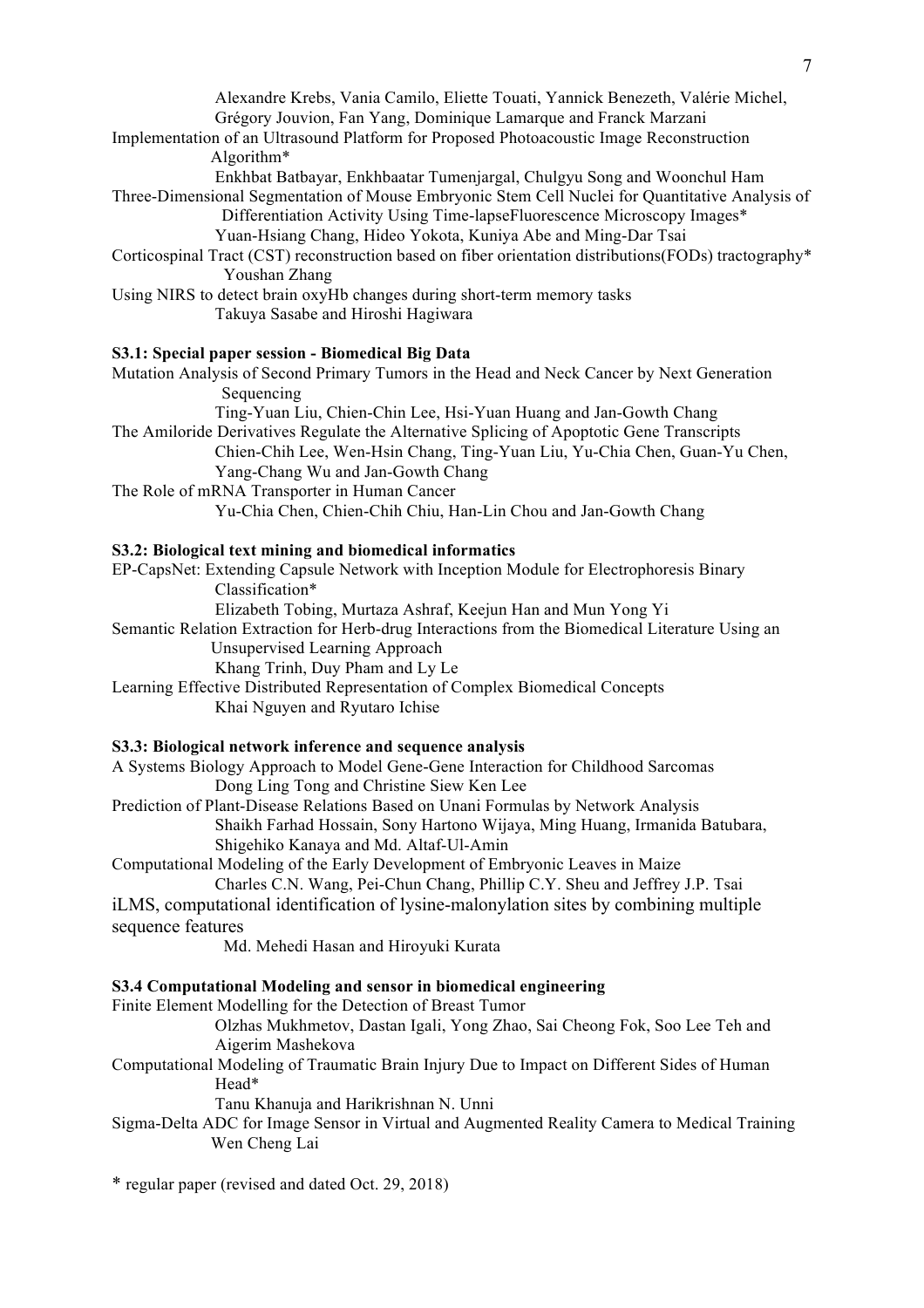Alexandre Krebs, Vania Camilo, Eliette Touati, Yannick Benezeth, Valérie Michel, Grégory Jouvion, Fan Yang, Dominique Lamarque and Franck Marzani

Implementation of an Ultrasound Platform for Proposed Photoacoustic Image Reconstruction Algorithm*
Enkhbat Batbayar, Enkhbaatar Tumenjargal, Chulgyu Song and Woonchul Ham

Three-Dimensional Segmentation of Mouse Embryonic Stem Cell Nuclei for Quantitative Analysis of Differentiation Activity Using Time-lapseFluorescence Microscopy Images*
Yuan-Hsiang Chang, Hideo Yokota, Kuniya Abe and Ming-Dar Tsai

Corticospinal Tract (CST) reconstruction based on fiber orientation distributions(FODs) tractography*
Youshan Zhang

Using NIRS to detect brain oxyHb changes during short-term memory tasks
Takuya Sasabe and Hiroshi Hagiwara

**S3.1: Special paper session - Biomedical Big Data**

Mutation Analysis of Second Primary Tumors in the Head and Neck Cancer by Next Generation Sequencing
Ting-Yuan Liu, Chien-Chin Lee, Hsi-Yuan Huang and Jan-Gowth Chang

The Amiloride Derivatives Regulate the Alternative Splicing of Apoptotic Gene Transcripts
Chien-Chih Lee, Wen-Hsin Chang, Ting-Yuan Liu, Yu-Chia Chen, Guan-Yu Chen, Yang-Chang Wu and Jan-Gowth Chang

The Role of mRNA Transporter in Human Cancer
Yu-Chia Chen, Chien-Chih Chiu, Han-Lin Chou and Jan-Gowth Chang

**S3.2: Biological text mining and biomedical informatics**

EP-CapsNet: Extending Capsule Network with Inception Module for Electrophoresis Binary Classification*
Elizabeth Tobing, Murtaza Ashraf, Keejun Han and Mun Yong Yi

Semantic Relation Extraction for Herb-drug Interactions from the Biomedical Literature Using an Unsupervised Learning Approach
Khang Trinh, Duy Pham and Ly Le

Learning Effective Distributed Representation of Complex Biomedical Concepts
Khai Nguyen and Ryutaro Ichise

**S3.3: Biological network inference and sequence analysis**

A Systems Biology Approach to Model Gene-Gene Interaction for Childhood Sarcomas
Dong Ling Tong and Christine Siew Ken Lee

Prediction of Plant-Disease Relations Based on Unani Formulas by Network Analysis
Shaikh Farhad Hossain, Sony Hartono Wijaya, Ming Huang, Irmanida Batubara, Shigehiko Kanaya and Md. Altaf-Ul-Amin

Computational Modeling of the Early Development of Embryonic Leaves in Maize
Charles C.N. Wang, Pei-Chun Chang, Phillip C.Y. Sheu and Jeffrey J.P. Tsai

iLMS, computational identification of lysine-malonylation sites by combining multiple sequence features
Md. Mehedi Hasan and Hiroyuki Kurata

**S3.4 Computational Modeling and sensor in biomedical engineering**

Finite Element Modelling for the Detection of Breast Tumor
Olzhas Mukhmetov, Dastan Igali, Yong Zhao, Sai Cheong Fok, Soo Lee Teh and Aigerim Mashekova

Computational Modeling of Traumatic Brain Injury Due to Impact on Different Sides of Human Head*
Tanu Khanuja and Harikrishnan N. Unni

Sigma-Delta ADC for Image Sensor in Virtual and Augmented Reality Camera to Medical Training
Wen Cheng Lai

\* regular paper (revised and dated Oct. 29, 2018)